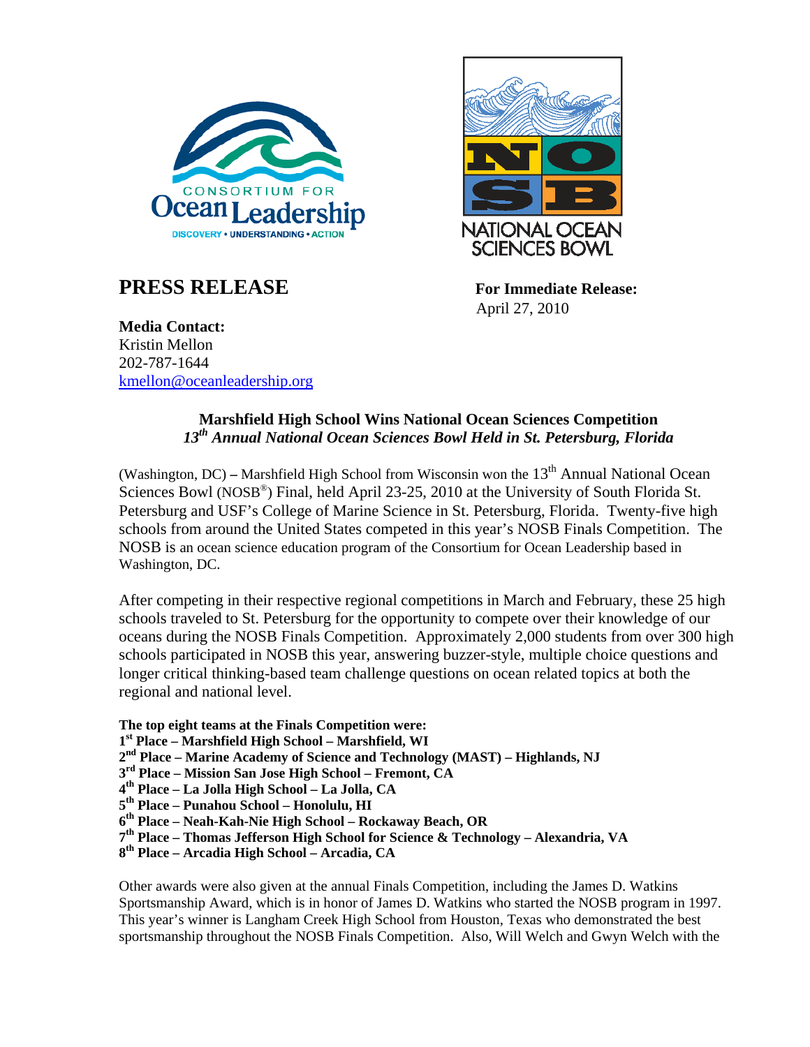CONSORTIUM FOR Ocean Leadership

DISCOVERY • UNDERSTANDING • ACTION

NATIONAL OCEAN SCIENCES BOWL

# PRESS RELEASE

**For Immediate Release:**
April 27, 2010

**Media Contact:**
Kristin Mellon
202-787-1644
kmellon@oceanleadership.org

## Marshfield High School Wins National Ocean Sciences Competition
### *13th Annual National Ocean Sciences Bowl Held in St. Petersburg, Florida*

(Washington, DC) – Marshfield High School from Wisconsin won the 13th Annual National Ocean Sciences Bowl (NOSB®) Final, held April 23-25, 2010 at the University of South Florida St. Petersburg and USF's College of Marine Science in St. Petersburg, Florida. Twenty-five high schools from around the United States competed in this year's NOSB Finals Competition. The NOSB is an ocean science education program of the Consortium for Ocean Leadership based in Washington, DC.

After competing in their respective regional competitions in March and February, these 25 high schools traveled to St. Petersburg for the opportunity to compete over their knowledge of our oceans during the NOSB Finals Competition. Approximately 2,000 students from over 300 high schools participated in NOSB this year, answering buzzer-style, multiple choice questions and longer critical thinking-based team challenge questions on ocean related topics at both the regional and national level.

**The top eight teams at the Finals Competition were:**
**1st Place – Marshfield High School – Marshfield, WI**
**2nd Place – Marine Academy of Science and Technology (MAST) – Highlands, NJ**
**3rd Place – Mission San Jose High School – Fremont, CA**
**4th Place – La Jolla High School – La Jolla, CA**
**5th Place – Punahou School – Honolulu, HI**
**6th Place – Neah-Kah-Nie High School – Rockaway Beach, OR**
**7th Place – Thomas Jefferson High School for Science & Technology – Alexandria, VA**
**8th Place – Arcadia High School – Arcadia, CA**

Other awards were also given at the annual Finals Competition, including the James D. Watkins Sportsmanship Award, which is in honor of James D. Watkins who started the NOSB program in 1997. This year's winner is Langham Creek High School from Houston, Texas who demonstrated the best sportsmanship throughout the NOSB Finals Competition. Also, Will Welch and Gwyn Welch with the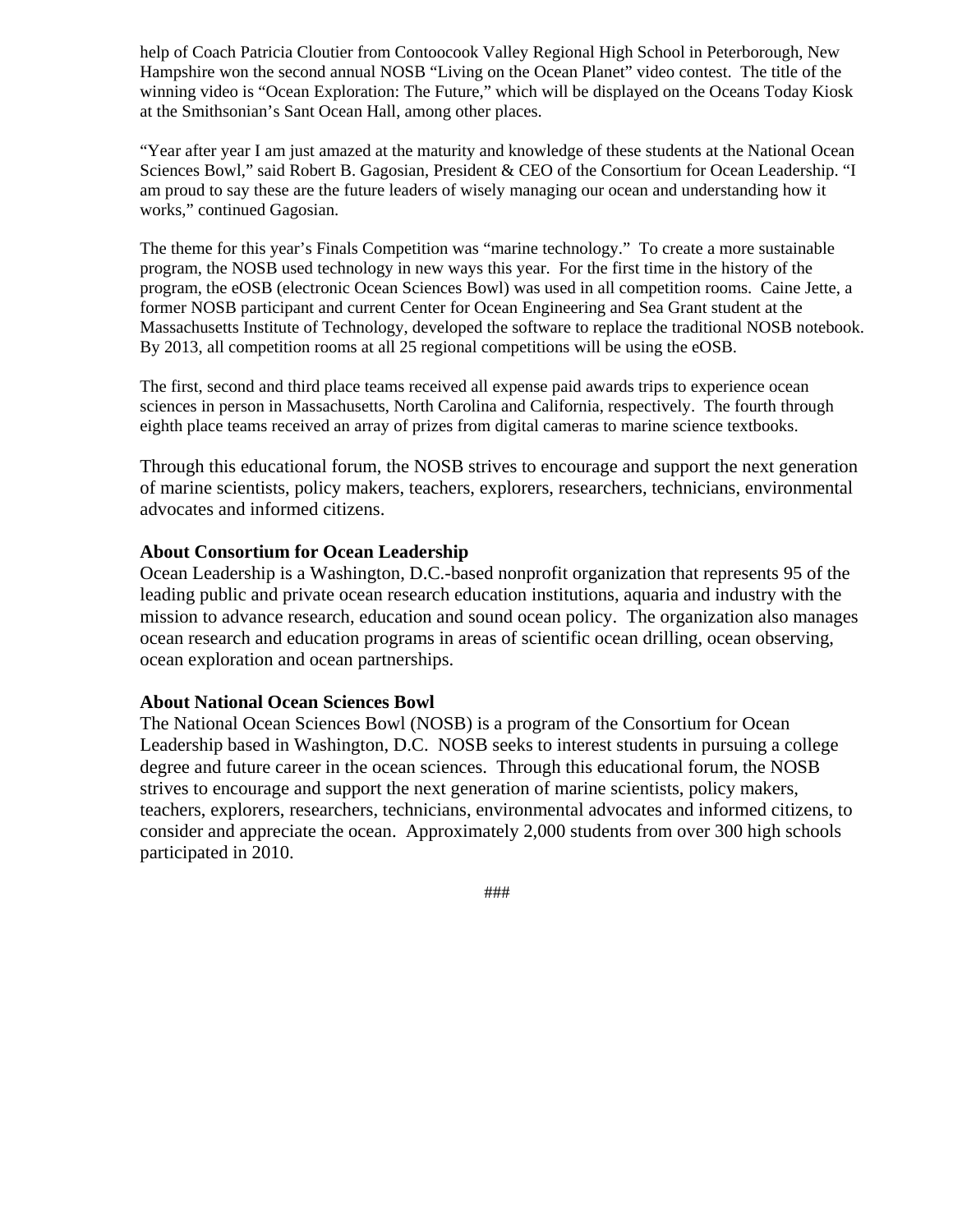help of Coach Patricia Cloutier from Contoocook Valley Regional High School in Peterborough, New Hampshire won the second annual NOSB "Living on the Ocean Planet" video contest. The title of the winning video is "Ocean Exploration: The Future," which will be displayed on the Oceans Today Kiosk at the Smithsonian's Sant Ocean Hall, among other places.

"Year after year I am just amazed at the maturity and knowledge of these students at the National Ocean Sciences Bowl," said Robert B. Gagosian, President & CEO of the Consortium for Ocean Leadership. "I am proud to say these are the future leaders of wisely managing our ocean and understanding how it works," continued Gagosian.

The theme for this year's Finals Competition was "marine technology." To create a more sustainable program, the NOSB used technology in new ways this year. For the first time in the history of the program, the eOSB (electronic Ocean Sciences Bowl) was used in all competition rooms. Caine Jette, a former NOSB participant and current Center for Ocean Engineering and Sea Grant student at the Massachusetts Institute of Technology, developed the software to replace the traditional NOSB notebook. By 2013, all competition rooms at all 25 regional competitions will be using the eOSB.

The first, second and third place teams received all expense paid awards trips to experience ocean sciences in person in Massachusetts, North Carolina and California, respectively. The fourth through eighth place teams received an array of prizes from digital cameras to marine science textbooks.

Through this educational forum, the NOSB strives to encourage and support the next generation of marine scientists, policy makers, teachers, explorers, researchers, technicians, environmental advocates and informed citizens.

**About Consortium for Ocean Leadership**
Ocean Leadership is a Washington, D.C.-based nonprofit organization that represents 95 of the leading public and private ocean research education institutions, aquaria and industry with the mission to advance research, education and sound ocean policy. The organization also manages ocean research and education programs in areas of scientific ocean drilling, ocean observing, ocean exploration and ocean partnerships.

**About National Ocean Sciences Bowl**
The National Ocean Sciences Bowl (NOSB) is a program of the Consortium for Ocean Leadership based in Washington, D.C. NOSB seeks to interest students in pursuing a college degree and future career in the ocean sciences. Through this educational forum, the NOSB strives to encourage and support the next generation of marine scientists, policy makers, teachers, explorers, researchers, technicians, environmental advocates and informed citizens, to consider and appreciate the ocean. Approximately 2,000 students from over 300 high schools participated in 2010.

###